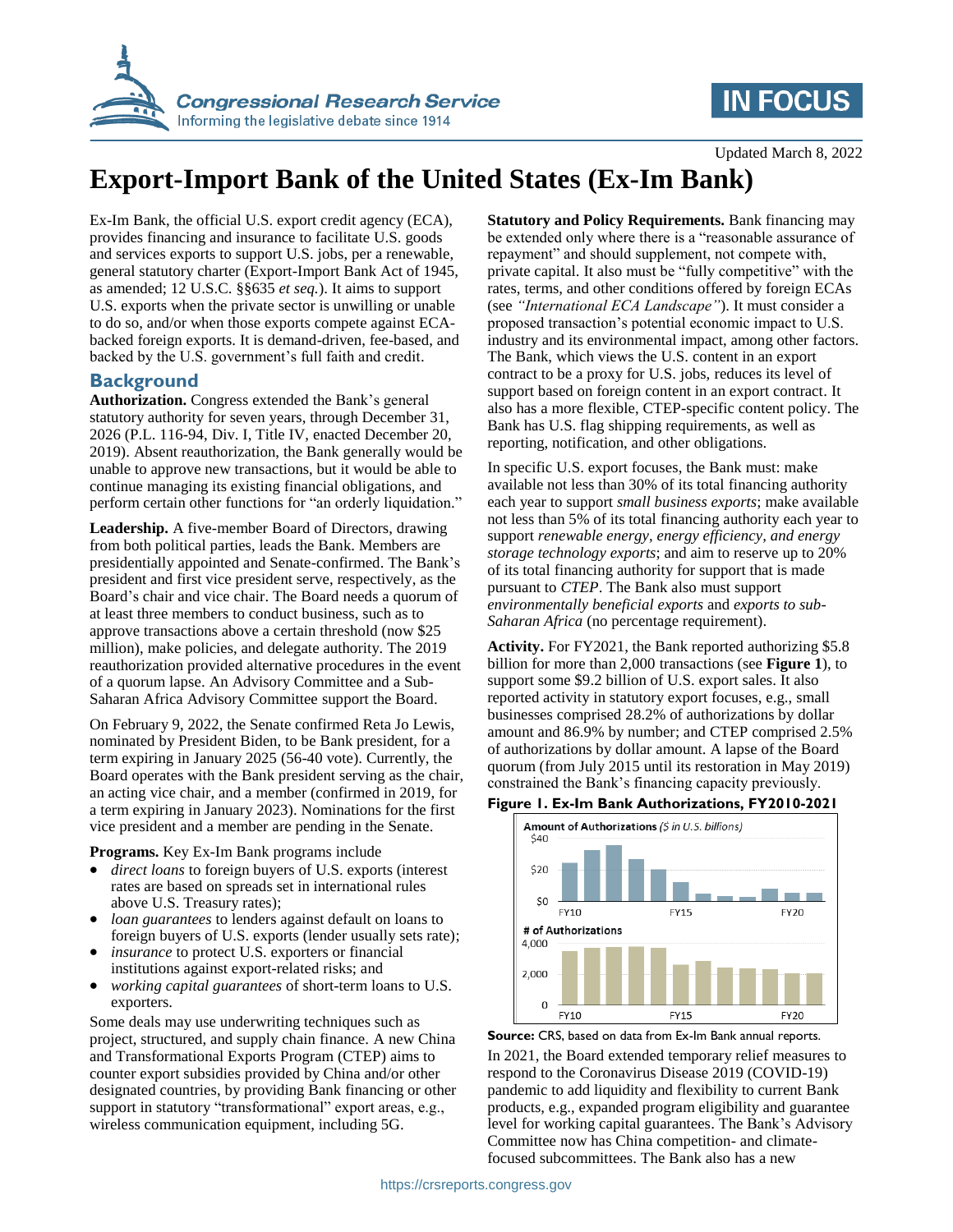Updated March 8, 2022

# Export-Import Bank of the United States (Ex-Im Bank)

Ex-Im Bank, the official U.S. export credit agency (ECA), provides financing and insurance to facilitate U.S. goods and services exports to support U.S. jobs, per a renewable, general statutory charter (Export-Import Bank Act of 1945, as amended; 12 U.S.C. §§635 *et seq.*). It aims to support U.S. exports when the private sector is unwilling or unable to do so, and/or when those exports compete against ECA-backed foreign exports. It is demand-driven, fee-based, and backed by the U.S. government's full faith and credit.

## Background

**Authorization.** Congress extended the Bank's general statutory authority for seven years, through December 31, 2026 (P.L. 116-94, Div. I, Title IV, enacted December 20, 2019). Absent reauthorization, the Bank generally would be unable to approve new transactions, but it would be able to continue managing its existing financial obligations, and perform certain other functions for "an orderly liquidation."

**Leadership.** A five-member Board of Directors, drawing from both political parties, leads the Bank. Members are presidentially appointed and Senate-confirmed. The Bank's president and first vice president serve, respectively, as the Board's chair and vice chair. The Board needs a quorum of at least three members to conduct business, such as to approve transactions above a certain threshold (now $25 million), make policies, and delegate authority. The 2019 reauthorization provided alternative procedures in the event of a quorum lapse. An Advisory Committee and a Sub-Saharan Africa Advisory Committee support the Board.

On February 9, 2022, the Senate confirmed Reta Jo Lewis, nominated by President Biden, to be Bank president, for a term expiring in January 2025 (56-40 vote). Currently, the Board operates with the Bank president serving as the chair, an acting vice chair, and a member (confirmed in 2019, for a term expiring in January 2023). Nominations for the first vice president and a member are pending in the Senate.

**Programs.** Key Ex-Im Bank programs include

- *direct loans* to foreign buyers of U.S. exports (interest rates are based on spreads set in international rules above U.S. Treasury rates);
- *loan guarantees* to lenders against default on loans to foreign buyers of U.S. exports (lender usually sets rate);
- *insurance* to protect U.S. exporters or financial institutions against export-related risks; and
- *working capital guarantees* of short-term loans to U.S. exporters.

Some deals may use underwriting techniques such as project, structured, and supply chain finance. A new China and Transformational Exports Program (CTEP) aims to counter export subsidies provided by China and/or other designated countries, by providing Bank financing or other support in statutory "transformational" export areas, e.g., wireless communication equipment, including 5G.

**Statutory and Policy Requirements.** Bank financing may be extended only where there is a "reasonable assurance of repayment" and should supplement, not compete with, private capital. It also must be "fully competitive" with the rates, terms, and other conditions offered by foreign ECAs (see *"International ECA Landscape"*). It must consider a proposed transaction's potential economic impact to U.S. industry and its environmental impact, among other factors. The Bank, which views the U.S. content in an export contract to be a proxy for U.S. jobs, reduces its level of support based on foreign content in an export contract. It also has a more flexible, CTEP-specific content policy. The Bank has U.S. flag shipping requirements, as well as reporting, notification, and other obligations.

In specific U.S. export focuses, the Bank must: make available not less than 30% of its total financing authority each year to support *small business exports*; make available not less than 5% of its total financing authority each year to support *renewable energy, energy efficiency, and energy storage technology exports*; and aim to reserve up to 20% of its total financing authority for support that is made pursuant to *CTEP*. The Bank also must support *environmentally beneficial exports* and *exports to sub-Saharan Africa* (no percentage requirement).

**Activity.** For FY2021, the Bank reported authorizing $5.8 billion for more than 2,000 transactions (see **Figure 1**), to support some $9.2 billion of U.S. export sales. It also reported activity in statutory export focuses, e.g., small businesses comprised 28.2% of authorizations by dollar amount and 86.9% by number; and CTEP comprised 2.5% of authorizations by dollar amount. A lapse of the Board quorum (from July 2015 until its restoration in May 2019) constrained the Bank's financing capacity previously.

**Figure 1. Ex-Im Bank Authorizations, FY2010-2021**

**Source:** CRS, based on data from Ex-Im Bank annual reports.

In 2021, the Board extended temporary relief measures to respond to the Coronavirus Disease 2019 (COVID-19) pandemic to add liquidity and flexibility to current Bank products, e.g., expanded program eligibility and guarantee level for working capital guarantees. The Bank's Advisory Committee now has China competition- and climate-focused subcommittees. The Bank also has a new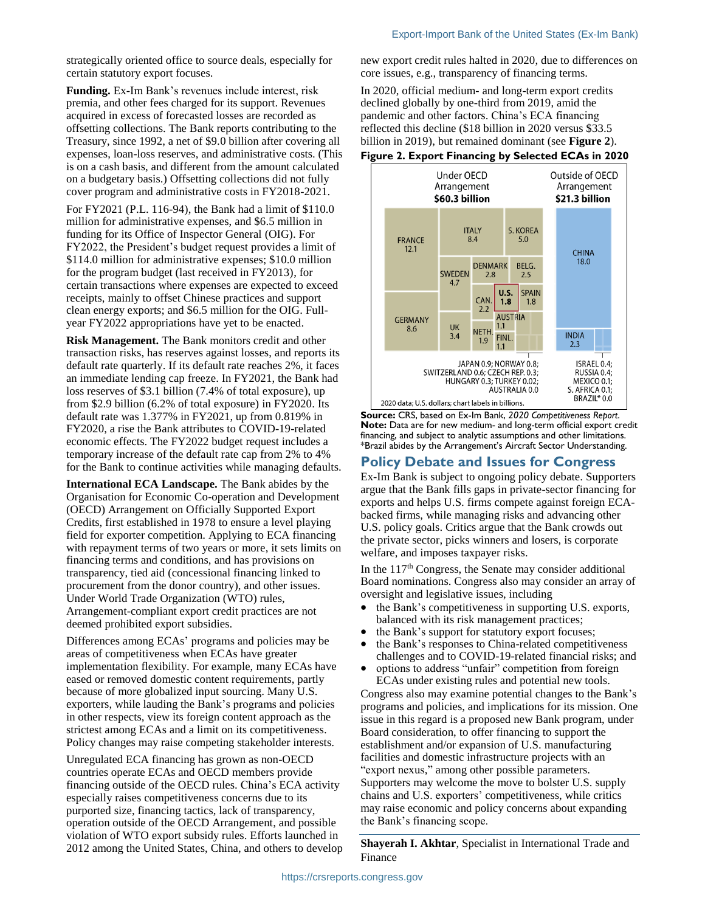strategically oriented office to source deals, especially for certain statutory export focuses.

**Funding.** Ex-Im Bank's revenues include interest, risk premia, and other fees charged for its support. Revenues acquired in excess of forecasted losses are recorded as offsetting collections. The Bank reports contributing to the Treasury, since 1992, a net of $9.0 billion after covering all expenses, loan-loss reserves, and administrative costs. (This is on a cash basis, and different from the amount calculated on a budgetary basis.) Offsetting collections did not fully cover program and administrative costs in FY2018-2021.

For FY2021 (P.L. 116-94), the Bank had a limit of $110.0 million for administrative expenses, and $6.5 million in funding for its Office of Inspector General (OIG). For FY2022, the President's budget request provides a limit of $114.0 million for administrative expenses; $10.0 million for the program budget (last received in FY2013), for certain transactions where expenses are expected to exceed receipts, mainly to offset Chinese practices and support clean energy exports; and $6.5 million for the OIG. Full-year FY2022 appropriations have yet to be enacted.

**Risk Management.** The Bank monitors credit and other transaction risks, has reserves against losses, and reports its default rate quarterly. If its default rate reaches 2%, it faces an immediate lending cap freeze. In FY2021, the Bank had loss reserves of $3.1 billion (7.4% of total exposure), up from $2.9 billion (6.2% of total exposure) in FY2020. Its default rate was 1.377% in FY2021, up from 0.819% in FY2020, a rise the Bank attributes to COVID-19-related economic effects. The FY2022 budget request includes a temporary increase of the default rate cap from 2% to 4% for the Bank to continue activities while managing defaults.

**International ECA Landscape.** The Bank abides by the Organisation for Economic Co-operation and Development (OECD) Arrangement on Officially Supported Export Credits, first established in 1978 to ensure a level playing field for exporter competition. Applying to ECA financing with repayment terms of two years or more, it sets limits on financing terms and conditions, and has provisions on transparency, tied aid (concessional financing linked to procurement from the donor country), and other issues. Under World Trade Organization (WTO) rules, Arrangement-compliant export credit practices are not deemed prohibited export subsidies.

Differences among ECAs' programs and policies may be areas of competitiveness when ECAs have greater implementation flexibility. For example, many ECAs have eased or removed domestic content requirements, partly because of more globalized input sourcing. Many U.S. exporters, while lauding the Bank's programs and policies in other respects, view its foreign content approach as the strictest among ECAs and a limit on its competitiveness. Policy changes may raise competing stakeholder interests.

Unregulated ECA financing has grown as non-OECD countries operate ECAs and OECD members provide financing outside of the OECD rules. China's ECA activity especially raises competitiveness concerns due to its purported size, financing tactics, lack of transparency, operation outside of the OECD Arrangement, and possible violation of WTO export subsidy rules. Efforts launched in 2012 among the United States, China, and others to develop new export credit rules halted in 2020, due to differences on core issues, e.g., transparency of financing terms.

In 2020, official medium- and long-term export credits declined globally by one-third from 2019, amid the pandemic and other factors. China's ECA financing reflected this decline ($18 billion in 2020 versus $33.5 billion in 2019), but remained dominant (see **Figure 2**).

**Figure 2. Export Financing by Selected ECAs in 2020**

Under OECD Arrangement **$60.3 billion**: France 12.1; Germany 8.6; Italy 8.4; S. Korea 5.0; Sweden 4.7; UK 3.4; Denmark 2.8; Belg. 2.5; Can. 2.2; U.S. 1.8; Spain 1.8; Neth. 1.9; Austria 1.1; Finl. 1.1; Japan 0.9; Norway 0.8; Switzerland 0.6; Czech Rep. 0.3; Hungary 0.3; Turkey 0.02; Australia 0.0

Outside of OECD Arrangement **$21.3 billion**: China 18.0; India 2.3; Israel 0.4; Russia 0.4; Mexico 0.1; S. Africa 0.1; Brazil* 0.0

2020 data; U.S. dollars; chart labels in billions.

**Source:** CRS, based on Ex-Im Bank, *2020 Competitiveness Report*.
**Note:** Data are for new medium- and long-term official export credit financing, and subject to analytic assumptions and other limitations. *Brazil abides by the Arrangement's Aircraft Sector Understanding.

## Policy Debate and Issues for Congress

Ex-Im Bank is subject to ongoing policy debate. Supporters argue that the Bank fills gaps in private-sector financing for exports and helps U.S. firms compete against foreign ECA-backed firms, while managing risks and advancing other U.S. policy goals. Critics argue that the Bank crowds out the private sector, picks winners and losers, is corporate welfare, and imposes taxpayer risks.

In the 117th Congress, the Senate may consider additional Board nominations. Congress also may consider an array of oversight and legislative issues, including

- the Bank's competitiveness in supporting U.S. exports, balanced with its risk management practices;
- the Bank's support for statutory export focuses;
- the Bank's responses to China-related competitiveness challenges and to COVID-19-related financial risks; and
- options to address "unfair" competition from foreign ECAs under existing rules and potential new tools.

Congress also may examine potential changes to the Bank's programs and policies, and implications for its mission. One issue in this regard is a proposed new Bank program, under Board consideration, to offer financing to support the establishment and/or expansion of U.S. manufacturing facilities and domestic infrastructure projects with an "export nexus," among other possible parameters. Supporters may welcome the move to bolster U.S. supply chains and U.S. exporters' competitiveness, while critics may raise economic and policy concerns about expanding the Bank's financing scope.

**Shayerah I. Akhtar**, Specialist in International Trade and Finance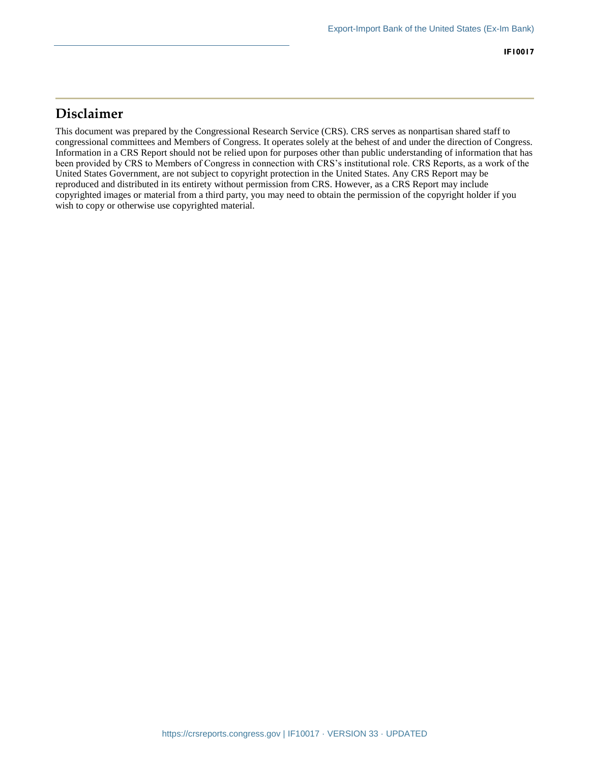## Disclaimer

This document was prepared by the Congressional Research Service (CRS). CRS serves as nonpartisan shared staff to congressional committees and Members of Congress. It operates solely at the behest of and under the direction of Congress. Information in a CRS Report should not be relied upon for purposes other than public understanding of information that has been provided by CRS to Members of Congress in connection with CRS's institutional role. CRS Reports, as a work of the United States Government, are not subject to copyright protection in the United States. Any CRS Report may be reproduced and distributed in its entirety without permission from CRS. However, as a CRS Report may include copyrighted images or material from a third party, you may need to obtain the permission of the copyright holder if you wish to copy or otherwise use copyrighted material.